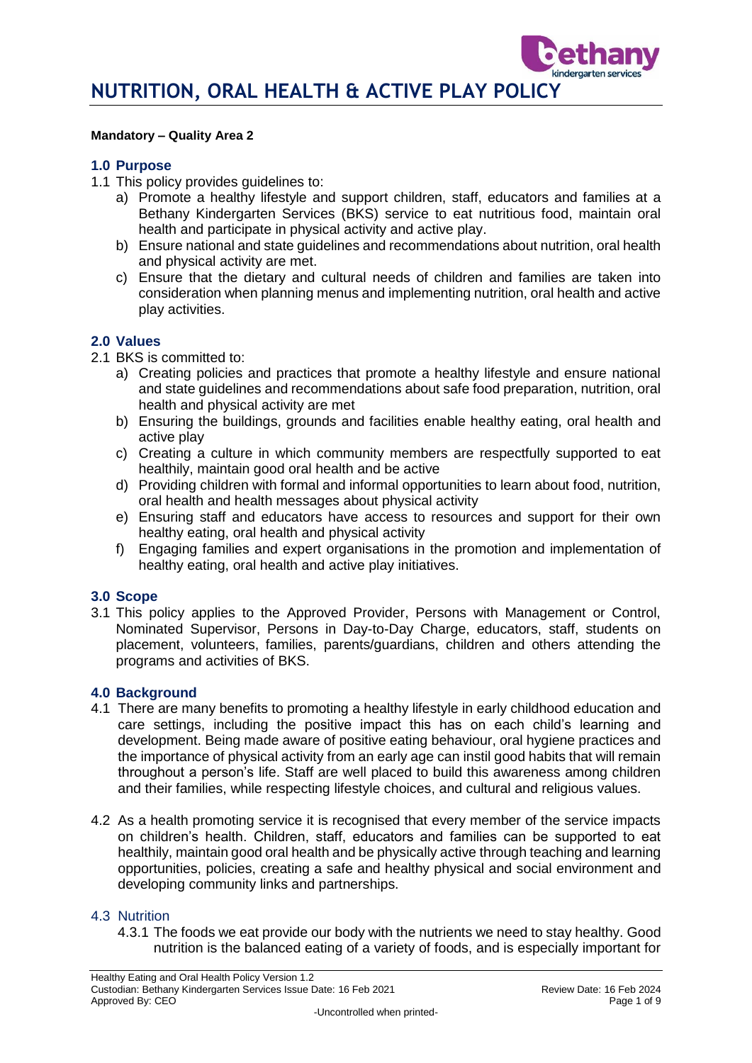# NUTRITION, ORAL HEALTH & ACTIVE PLAY POLICY

**Mandatory – Quality Area 2**

## 1.0 Purpose

1.1 This policy provides guidelines to:

a) Promote a healthy lifestyle and support children, staff, educators and families at a Bethany Kindergarten Services (BKS) service to eat nutritious food, maintain oral health and participate in physical activity and active play.

b) Ensure national and state guidelines and recommendations about nutrition, oral health and physical activity are met.

c) Ensure that the dietary and cultural needs of children and families are taken into consideration when planning menus and implementing nutrition, oral health and active play activities.

## 2.0 Values

2.1 BKS is committed to:

a) Creating policies and practices that promote a healthy lifestyle and ensure national and state guidelines and recommendations about safe food preparation, nutrition, oral health and physical activity are met

b) Ensuring the buildings, grounds and facilities enable healthy eating, oral health and active play

c) Creating a culture in which community members are respectfully supported to eat healthily, maintain good oral health and be active

d) Providing children with formal and informal opportunities to learn about food, nutrition, oral health and health messages about physical activity

e) Ensuring staff and educators have access to resources and support for their own healthy eating, oral health and physical activity

f) Engaging families and expert organisations in the promotion and implementation of healthy eating, oral health and active play initiatives.

## 3.0 Scope

3.1 This policy applies to the Approved Provider, Persons with Management or Control, Nominated Supervisor, Persons in Day-to-Day Charge, educators, staff, students on placement, volunteers, families, parents/guardians, children and others attending the programs and activities of BKS.

## 4.0 Background

4.1 There are many benefits to promoting a healthy lifestyle in early childhood education and care settings, including the positive impact this has on each child's learning and development. Being made aware of positive eating behaviour, oral hygiene practices and the importance of physical activity from an early age can instil good habits that will remain throughout a person's life. Staff are well placed to build this awareness among children and their families, while respecting lifestyle choices, and cultural and religious values.

4.2 As a health promoting service it is recognised that every member of the service impacts on children's health. Children, staff, educators and families can be supported to eat healthily, maintain good oral health and be physically active through teaching and learning opportunities, policies, creating a safe and healthy physical and social environment and developing community links and partnerships.

### 4.3 Nutrition

4.3.1 The foods we eat provide our body with the nutrients we need to stay healthy. Good nutrition is the balanced eating of a variety of foods, and is especially important for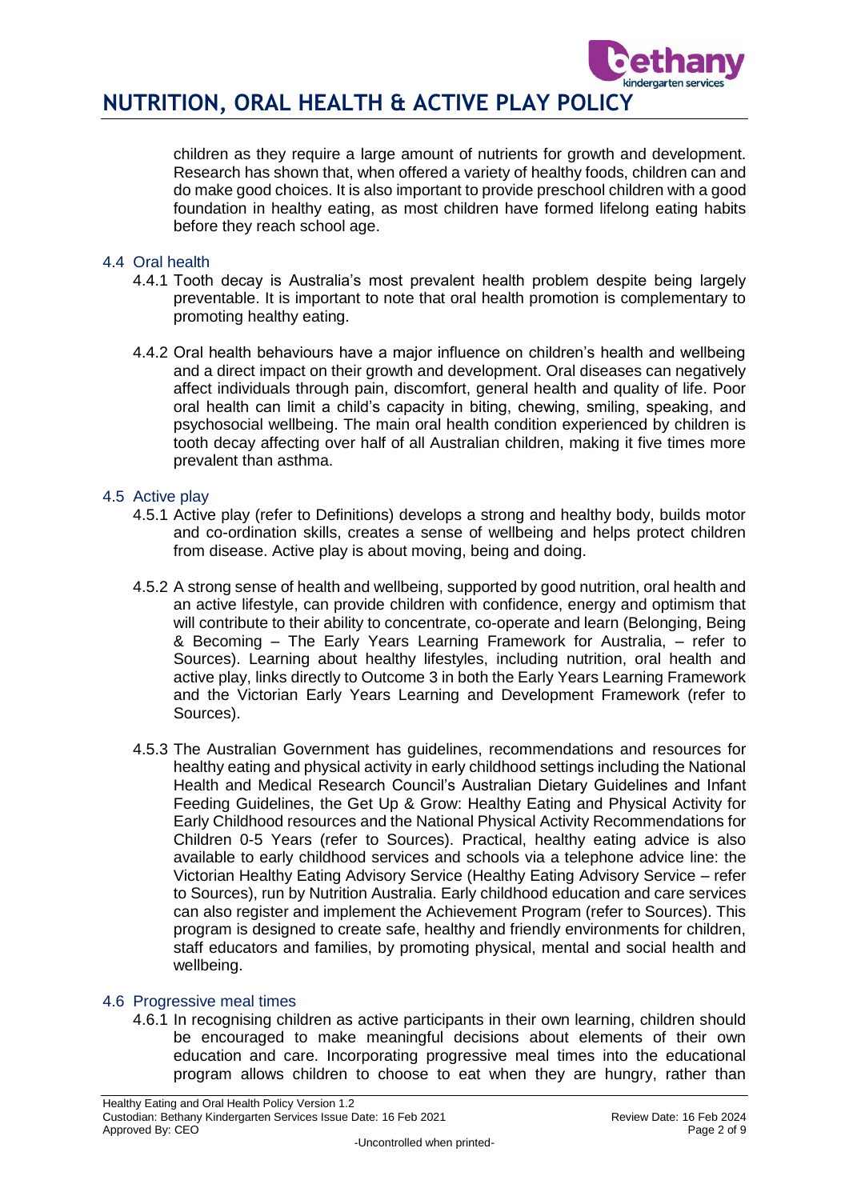children as they require a large amount of nutrients for growth and development. Research has shown that, when offered a variety of healthy foods, children can and do make good choices. It is also important to provide preschool children with a good foundation in healthy eating, as most children have formed lifelong eating habits before they reach school age.

### 4.4 Oral health

4.4.1 Tooth decay is Australia's most prevalent health problem despite being largely preventable. It is important to note that oral health promotion is complementary to promoting healthy eating.

4.4.2 Oral health behaviours have a major influence on children's health and wellbeing and a direct impact on their growth and development. Oral diseases can negatively affect individuals through pain, discomfort, general health and quality of life. Poor oral health can limit a child's capacity in biting, chewing, smiling, speaking, and psychosocial wellbeing. The main oral health condition experienced by children is tooth decay affecting over half of all Australian children, making it five times more prevalent than asthma.

### 4.5 Active play

4.5.1 Active play (refer to Definitions) develops a strong and healthy body, builds motor and co-ordination skills, creates a sense of wellbeing and helps protect children from disease. Active play is about moving, being and doing.

4.5.2 A strong sense of health and wellbeing, supported by good nutrition, oral health and an active lifestyle, can provide children with confidence, energy and optimism that will contribute to their ability to concentrate, co-operate and learn (Belonging, Being & Becoming – The Early Years Learning Framework for Australia, – refer to Sources). Learning about healthy lifestyles, including nutrition, oral health and active play, links directly to Outcome 3 in both the Early Years Learning Framework and the Victorian Early Years Learning and Development Framework (refer to Sources).

4.5.3 The Australian Government has guidelines, recommendations and resources for healthy eating and physical activity in early childhood settings including the National Health and Medical Research Council's Australian Dietary Guidelines and Infant Feeding Guidelines, the Get Up & Grow: Healthy Eating and Physical Activity for Early Childhood resources and the National Physical Activity Recommendations for Children 0-5 Years (refer to Sources). Practical, healthy eating advice is also available to early childhood services and schools via a telephone advice line: the Victorian Healthy Eating Advisory Service (Healthy Eating Advisory Service – refer to Sources), run by Nutrition Australia. Early childhood education and care services can also register and implement the Achievement Program (refer to Sources). This program is designed to create safe, healthy and friendly environments for children, staff educators and families, by promoting physical, mental and social health and wellbeing.

### 4.6 Progressive meal times

4.6.1 In recognising children as active participants in their own learning, children should be encouraged to make meaningful decisions about elements of their own education and care. Incorporating progressive meal times into the educational program allows children to choose to eat when they are hungry, rather than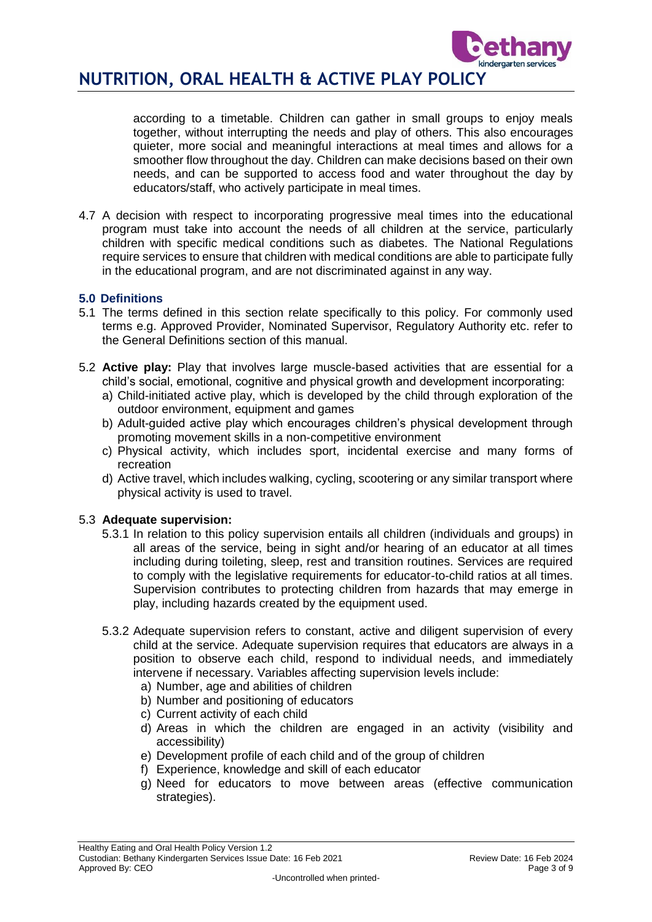according to a timetable. Children can gather in small groups to enjoy meals together, without interrupting the needs and play of others. This also encourages quieter, more social and meaningful interactions at meal times and allows for a smoother flow throughout the day. Children can make decisions based on their own needs, and can be supported to access food and water throughout the day by educators/staff, who actively participate in meal times.

4.7 A decision with respect to incorporating progressive meal times into the educational program must take into account the needs of all children at the service, particularly children with specific medical conditions such as diabetes. The National Regulations require services to ensure that children with medical conditions are able to participate fully in the educational program, and are not discriminated against in any way.

### 5.0 Definitions

5.1 The terms defined in this section relate specifically to this policy. For commonly used terms e.g. Approved Provider, Nominated Supervisor, Regulatory Authority etc. refer to the General Definitions section of this manual.

5.2 **Active play:** Play that involves large muscle-based activities that are essential for a child's social, emotional, cognitive and physical growth and development incorporating:

a) Child-initiated active play, which is developed by the child through exploration of the outdoor environment, equipment and games
b) Adult-guided active play which encourages children's physical development through promoting movement skills in a non-competitive environment
c) Physical activity, which includes sport, incidental exercise and many forms of recreation
d) Active travel, which includes walking, cycling, scootering or any similar transport where physical activity is used to travel.

5.3 **Adequate supervision:**

5.3.1 In relation to this policy supervision entails all children (individuals and groups) in all areas of the service, being in sight and/or hearing of an educator at all times including during toileting, sleep, rest and transition routines. Services are required to comply with the legislative requirements for educator-to-child ratios at all times. Supervision contributes to protecting children from hazards that may emerge in play, including hazards created by the equipment used.

5.3.2 Adequate supervision refers to constant, active and diligent supervision of every child at the service. Adequate supervision requires that educators are always in a position to observe each child, respond to individual needs, and immediately intervene if necessary. Variables affecting supervision levels include:

a) Number, age and abilities of children
b) Number and positioning of educators
c) Current activity of each child
d) Areas in which the children are engaged in an activity (visibility and accessibility)
e) Development profile of each child and of the group of children
f) Experience, knowledge and skill of each educator
g) Need for educators to move between areas (effective communication strategies).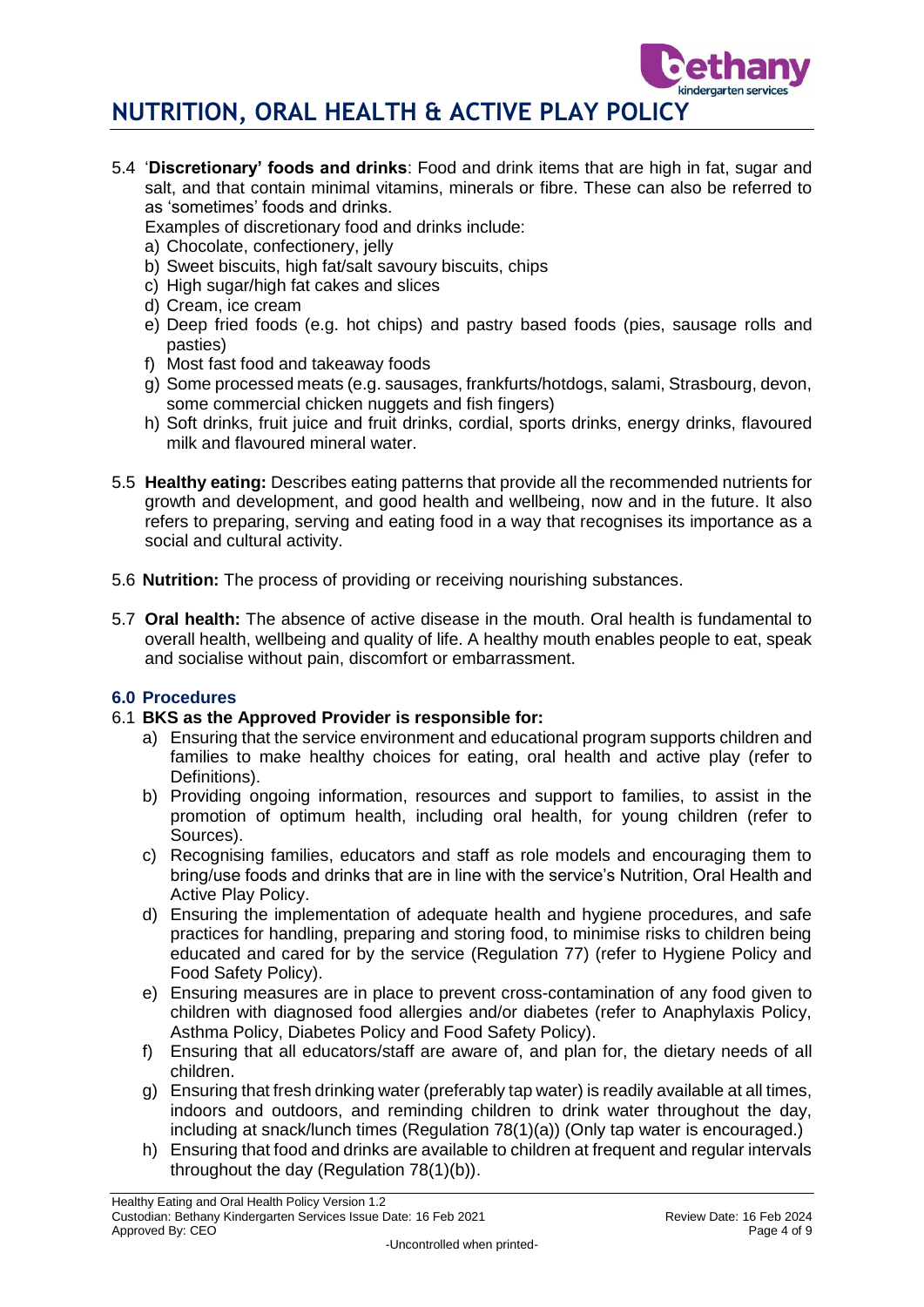5.4 '**Discretionary' foods and drinks**: Food and drink items that are high in fat, sugar and salt, and that contain minimal vitamins, minerals or fibre. These can also be referred to as 'sometimes' foods and drinks.

Examples of discretionary food and drinks include:

a) Chocolate, confectionery, jelly
b) Sweet biscuits, high fat/salt savoury biscuits, chips
c) High sugar/high fat cakes and slices
d) Cream, ice cream
e) Deep fried foods (e.g. hot chips) and pastry based foods (pies, sausage rolls and pasties)
f) Most fast food and takeaway foods
g) Some processed meats (e.g. sausages, frankfurts/hotdogs, salami, Strasbourg, devon, some commercial chicken nuggets and fish fingers)
h) Soft drinks, fruit juice and fruit drinks, cordial, sports drinks, energy drinks, flavoured milk and flavoured mineral water.

5.5 **Healthy eating:** Describes eating patterns that provide all the recommended nutrients for growth and development, and good health and wellbeing, now and in the future. It also refers to preparing, serving and eating food in a way that recognises its importance as a social and cultural activity.

5.6 **Nutrition:** The process of providing or receiving nourishing substances.

5.7 **Oral health:** The absence of active disease in the mouth. Oral health is fundamental to overall health, wellbeing and quality of life. A healthy mouth enables people to eat, speak and socialise without pain, discomfort or embarrassment.

### 6.0 Procedures

6.1 **BKS as the Approved Provider is responsible for:**

a) Ensuring that the service environment and educational program supports children and families to make healthy choices for eating, oral health and active play (refer to Definitions).
b) Providing ongoing information, resources and support to families, to assist in the promotion of optimum health, including oral health, for young children (refer to Sources).
c) Recognising families, educators and staff as role models and encouraging them to bring/use foods and drinks that are in line with the service's Nutrition, Oral Health and Active Play Policy.
d) Ensuring the implementation of adequate health and hygiene procedures, and safe practices for handling, preparing and storing food, to minimise risks to children being educated and cared for by the service (Regulation 77) (refer to Hygiene Policy and Food Safety Policy).
e) Ensuring measures are in place to prevent cross-contamination of any food given to children with diagnosed food allergies and/or diabetes (refer to Anaphylaxis Policy, Asthma Policy, Diabetes Policy and Food Safety Policy).
f) Ensuring that all educators/staff are aware of, and plan for, the dietary needs of all children.
g) Ensuring that fresh drinking water (preferably tap water) is readily available at all times, indoors and outdoors, and reminding children to drink water throughout the day, including at snack/lunch times (Regulation 78(1)(a)) (Only tap water is encouraged.)
h) Ensuring that food and drinks are available to children at frequent and regular intervals throughout the day (Regulation 78(1)(b)).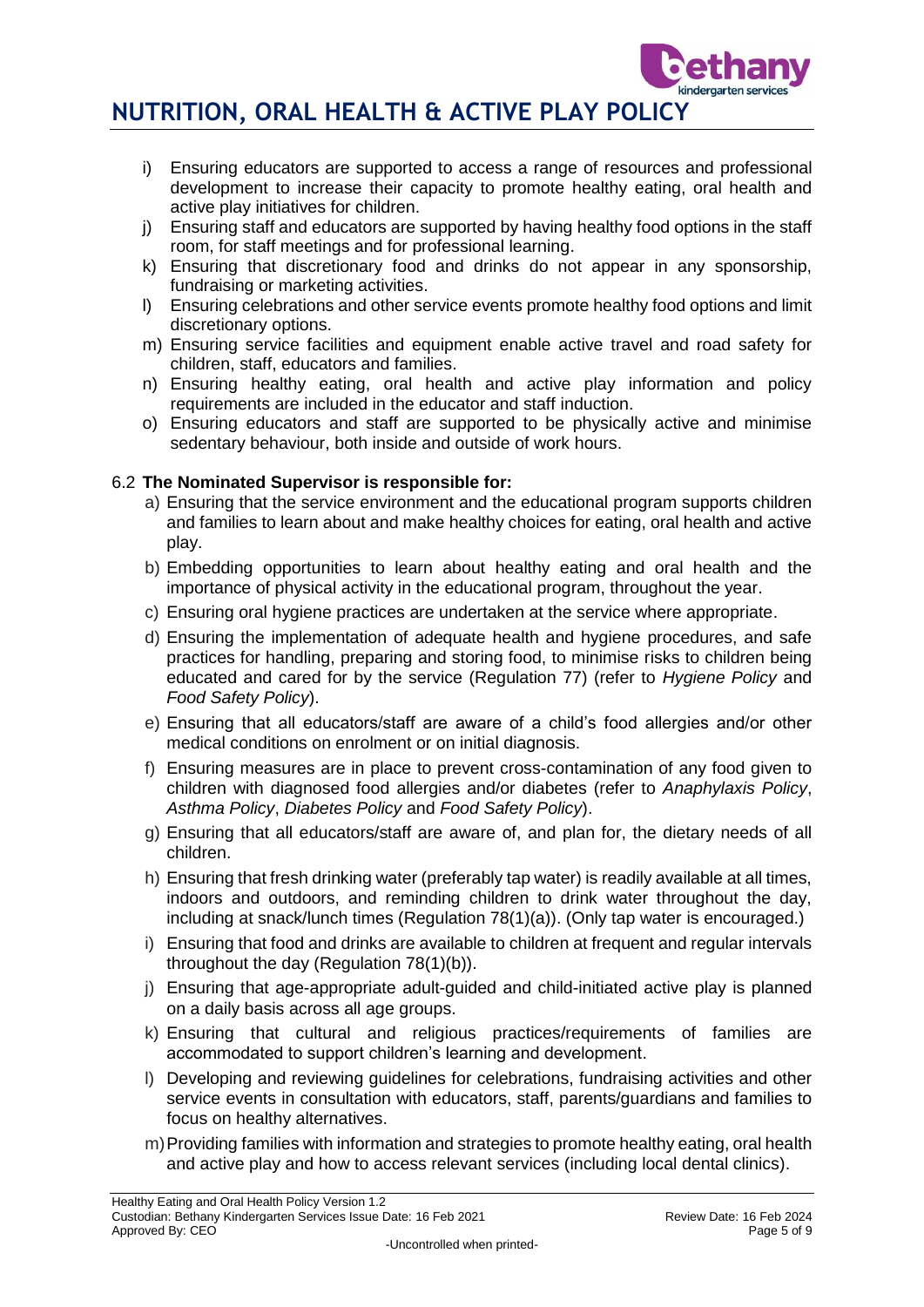i) Ensuring educators are supported to access a range of resources and professional development to increase their capacity to promote healthy eating, oral health and active play initiatives for children.
j) Ensuring staff and educators are supported by having healthy food options in the staff room, for staff meetings and for professional learning.
k) Ensuring that discretionary food and drinks do not appear in any sponsorship, fundraising or marketing activities.
l) Ensuring celebrations and other service events promote healthy food options and limit discretionary options.
m) Ensuring service facilities and equipment enable active travel and road safety for children, staff, educators and families.
n) Ensuring healthy eating, oral health and active play information and policy requirements are included in the educator and staff induction.
o) Ensuring educators and staff are supported to be physically active and minimise sedentary behaviour, both inside and outside of work hours.

### 6.2 The Nominated Supervisor is responsible for:

a) Ensuring that the service environment and the educational program supports children and families to learn about and make healthy choices for eating, oral health and active play.
b) Embedding opportunities to learn about healthy eating and oral health and the importance of physical activity in the educational program, throughout the year.
c) Ensuring oral hygiene practices are undertaken at the service where appropriate.
d) Ensuring the implementation of adequate health and hygiene procedures, and safe practices for handling, preparing and storing food, to minimise risks to children being educated and cared for by the service (Regulation 77) (refer to *Hygiene Policy* and *Food Safety Policy*).
e) Ensuring that all educators/staff are aware of a child's food allergies and/or other medical conditions on enrolment or on initial diagnosis.
f) Ensuring measures are in place to prevent cross-contamination of any food given to children with diagnosed food allergies and/or diabetes (refer to *Anaphylaxis Policy*, *Asthma Policy*, *Diabetes Policy* and *Food Safety Policy*).
g) Ensuring that all educators/staff are aware of, and plan for, the dietary needs of all children.
h) Ensuring that fresh drinking water (preferably tap water) is readily available at all times, indoors and outdoors, and reminding children to drink water throughout the day, including at snack/lunch times (Regulation 78(1)(a)). (Only tap water is encouraged.)
i) Ensuring that food and drinks are available to children at frequent and regular intervals throughout the day (Regulation 78(1)(b)).
j) Ensuring that age-appropriate adult-guided and child-initiated active play is planned on a daily basis across all age groups.
k) Ensuring that cultural and religious practices/requirements of families are accommodated to support children's learning and development.
l) Developing and reviewing guidelines for celebrations, fundraising activities and other service events in consultation with educators, staff, parents/guardians and families to focus on healthy alternatives.
m) Providing families with information and strategies to promote healthy eating, oral health and active play and how to access relevant services (including local dental clinics).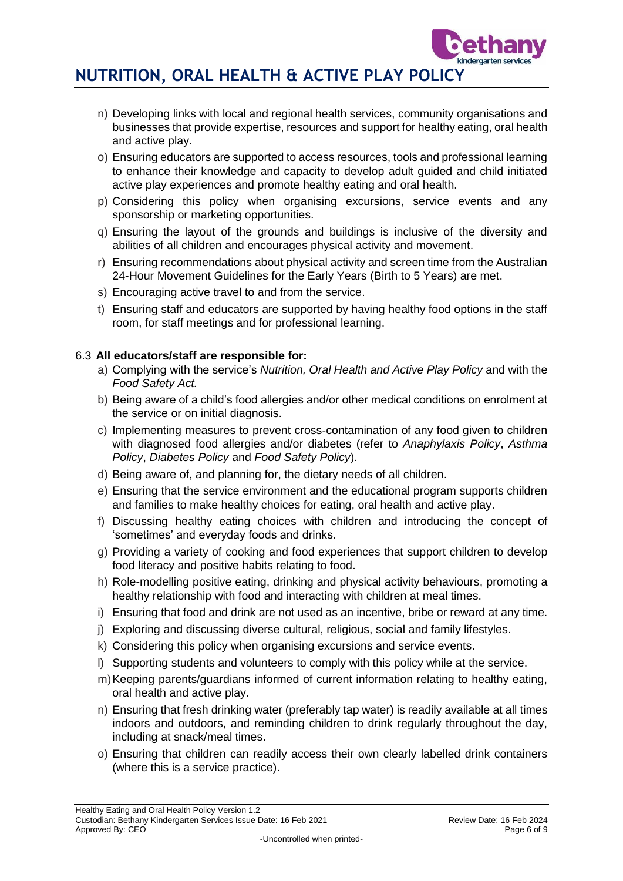n) Developing links with local and regional health services, community organisations and businesses that provide expertise, resources and support for healthy eating, oral health and active play.
o) Ensuring educators are supported to access resources, tools and professional learning to enhance their knowledge and capacity to develop adult guided and child initiated active play experiences and promote healthy eating and oral health.
p) Considering this policy when organising excursions, service events and any sponsorship or marketing opportunities.
q) Ensuring the layout of the grounds and buildings is inclusive of the diversity and abilities of all children and encourages physical activity and movement.
r) Ensuring recommendations about physical activity and screen time from the Australian 24-Hour Movement Guidelines for the Early Years (Birth to 5 Years) are met.
s) Encouraging active travel to and from the service.
t) Ensuring staff and educators are supported by having healthy food options in the staff room, for staff meetings and for professional learning.

6.3 **All educators/staff are responsible for:**

a) Complying with the service's *Nutrition, Oral Health and Active Play Policy* and with the *Food Safety Act.*
b) Being aware of a child's food allergies and/or other medical conditions on enrolment at the service or on initial diagnosis.
c) Implementing measures to prevent cross-contamination of any food given to children with diagnosed food allergies and/or diabetes (refer to *Anaphylaxis Policy*, *Asthma Policy*, *Diabetes Policy* and *Food Safety Policy*).
d) Being aware of, and planning for, the dietary needs of all children.
e) Ensuring that the service environment and the educational program supports children and families to make healthy choices for eating, oral health and active play.
f) Discussing healthy eating choices with children and introducing the concept of 'sometimes' and everyday foods and drinks.
g) Providing a variety of cooking and food experiences that support children to develop food literacy and positive habits relating to food.
h) Role-modelling positive eating, drinking and physical activity behaviours, promoting a healthy relationship with food and interacting with children at meal times.
i) Ensuring that food and drink are not used as an incentive, bribe or reward at any time.
j) Exploring and discussing diverse cultural, religious, social and family lifestyles.
k) Considering this policy when organising excursions and service events.
l) Supporting students and volunteers to comply with this policy while at the service.
m) Keeping parents/guardians informed of current information relating to healthy eating, oral health and active play.
n) Ensuring that fresh drinking water (preferably tap water) is readily available at all times indoors and outdoors, and reminding children to drink regularly throughout the day, including at snack/meal times.
o) Ensuring that children can readily access their own clearly labelled drink containers (where this is a service practice).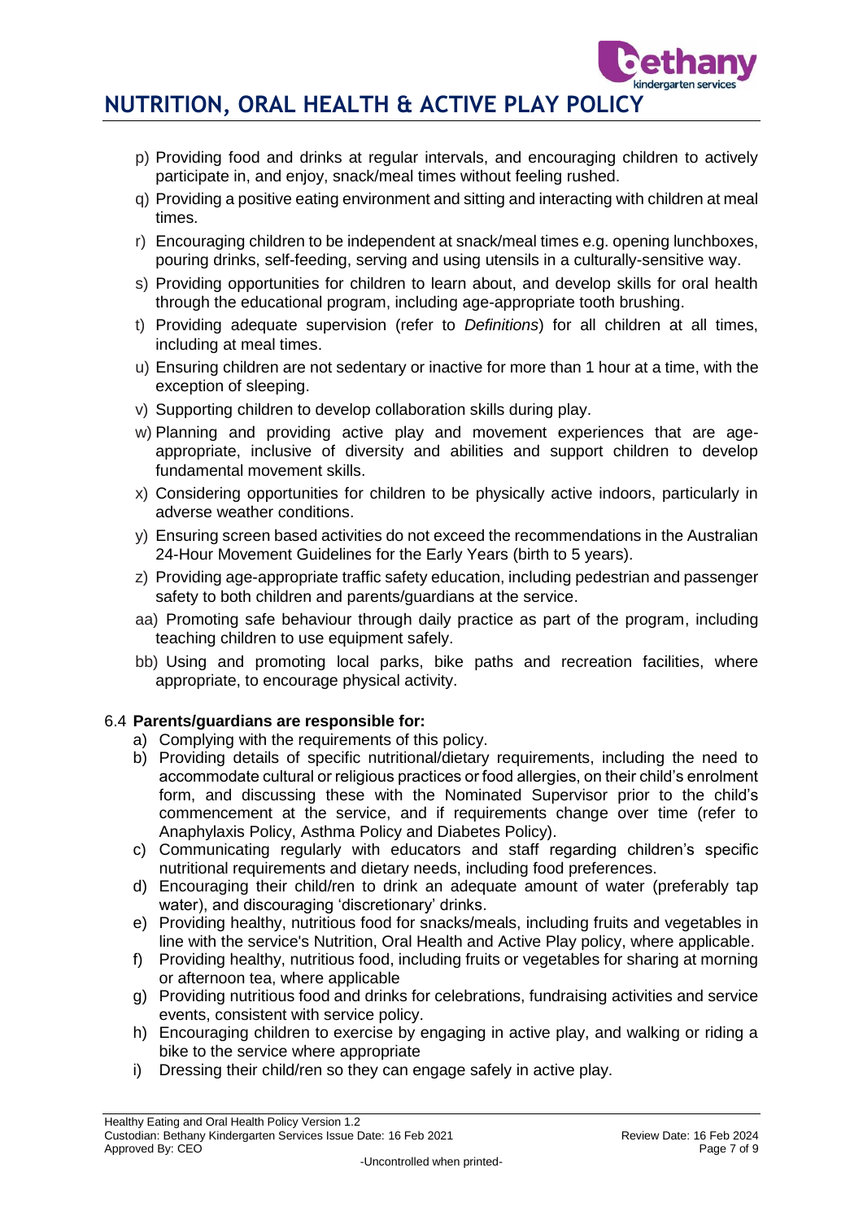p) Providing food and drinks at regular intervals, and encouraging children to actively participate in, and enjoy, snack/meal times without feeling rushed.

q) Providing a positive eating environment and sitting and interacting with children at meal times.

r) Encouraging children to be independent at snack/meal times e.g. opening lunchboxes, pouring drinks, self-feeding, serving and using utensils in a culturally-sensitive way.

s) Providing opportunities for children to learn about, and develop skills for oral health through the educational program, including age-appropriate tooth brushing.

t) Providing adequate supervision (refer to *Definitions*) for all children at all times, including at meal times.

u) Ensuring children are not sedentary or inactive for more than 1 hour at a time, with the exception of sleeping.

v) Supporting children to develop collaboration skills during play.

w) Planning and providing active play and movement experiences that are age-appropriate, inclusive of diversity and abilities and support children to develop fundamental movement skills.

x) Considering opportunities for children to be physically active indoors, particularly in adverse weather conditions.

y) Ensuring screen based activities do not exceed the recommendations in the Australian 24-Hour Movement Guidelines for the Early Years (birth to 5 years).

z) Providing age-appropriate traffic safety education, including pedestrian and passenger safety to both children and parents/guardians at the service.

aa) Promoting safe behaviour through daily practice as part of the program, including teaching children to use equipment safely.

bb) Using and promoting local parks, bike paths and recreation facilities, where appropriate, to encourage physical activity.

### 6.4 **Parents/guardians are responsible for:**

a) Complying with the requirements of this policy.

b) Providing details of specific nutritional/dietary requirements, including the need to accommodate cultural or religious practices or food allergies, on their child's enrolment form, and discussing these with the Nominated Supervisor prior to the child's commencement at the service, and if requirements change over time (refer to Anaphylaxis Policy, Asthma Policy and Diabetes Policy).

c) Communicating regularly with educators and staff regarding children's specific nutritional requirements and dietary needs, including food preferences.

d) Encouraging their child/ren to drink an adequate amount of water (preferably tap water), and discouraging 'discretionary' drinks.

e) Providing healthy, nutritious food for snacks/meals, including fruits and vegetables in line with the service's Nutrition, Oral Health and Active Play policy, where applicable.

f) Providing healthy, nutritious food, including fruits or vegetables for sharing at morning or afternoon tea, where applicable

g) Providing nutritious food and drinks for celebrations, fundraising activities and service events, consistent with service policy.

h) Encouraging children to exercise by engaging in active play, and walking or riding a bike to the service where appropriate

i) Dressing their child/ren so they can engage safely in active play.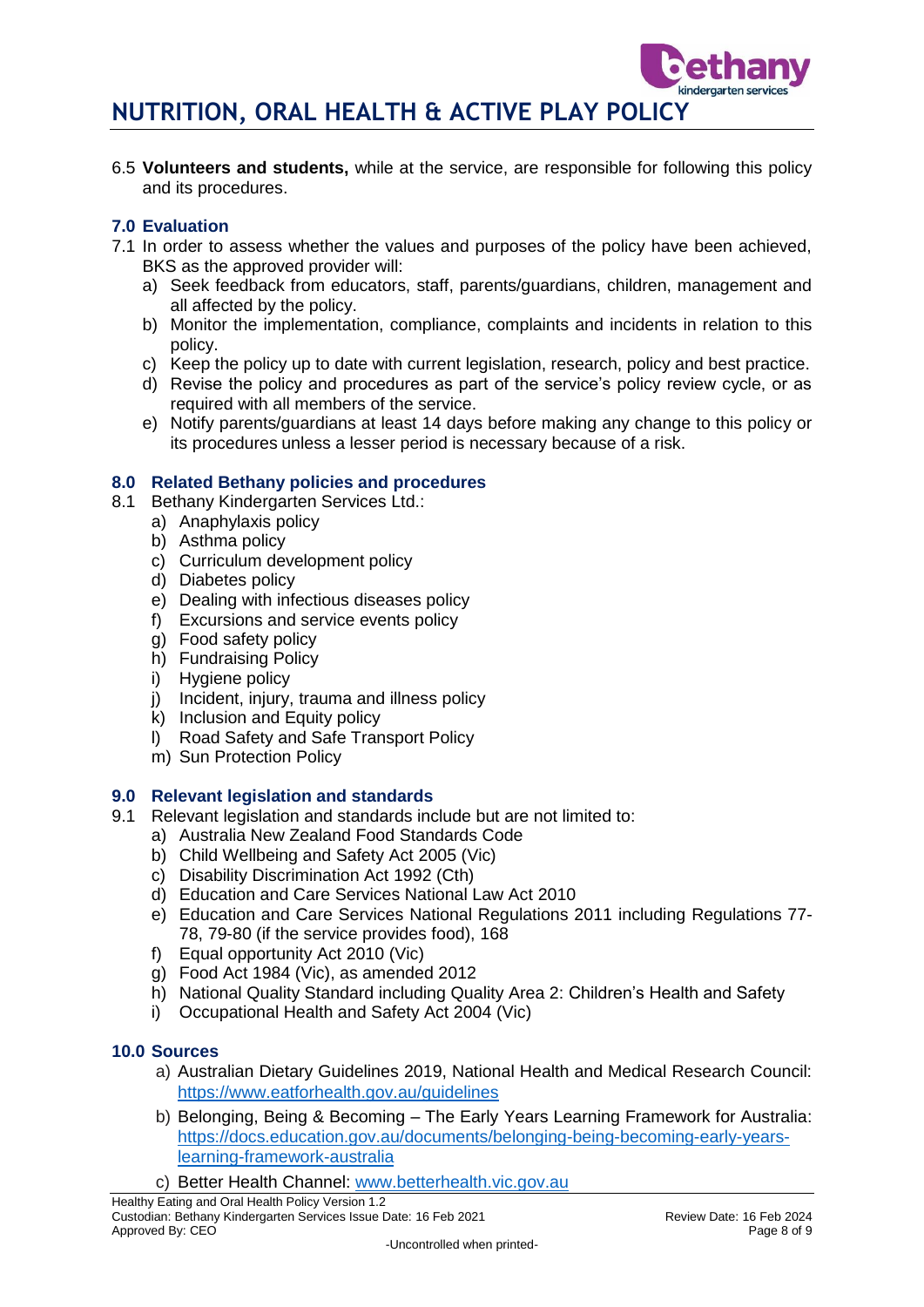6.5 **Volunteers and students,** while at the service, are responsible for following this policy and its procedures.

## 7.0 Evaluation

7.1 In order to assess whether the values and purposes of the policy have been achieved, BKS as the approved provider will:

a) Seek feedback from educators, staff, parents/guardians, children, management and all affected by the policy.
b) Monitor the implementation, compliance, complaints and incidents in relation to this policy.
c) Keep the policy up to date with current legislation, research, policy and best practice.
d) Revise the policy and procedures as part of the service's policy review cycle, or as required with all members of the service.
e) Notify parents/guardians at least 14 days before making any change to this policy or its procedures unless a lesser period is necessary because of a risk.

## 8.0 Related Bethany policies and procedures

8.1 Bethany Kindergarten Services Ltd.:

a) Anaphylaxis policy
b) Asthma policy
c) Curriculum development policy
d) Diabetes policy
e) Dealing with infectious diseases policy
f) Excursions and service events policy
g) Food safety policy
h) Fundraising Policy
i) Hygiene policy
j) Incident, injury, trauma and illness policy
k) Inclusion and Equity policy
l) Road Safety and Safe Transport Policy
m) Sun Protection Policy

## 9.0 Relevant legislation and standards

9.1 Relevant legislation and standards include but are not limited to:

a) Australia New Zealand Food Standards Code
b) Child Wellbeing and Safety Act 2005 (Vic)
c) Disability Discrimination Act 1992 (Cth)
d) Education and Care Services National Law Act 2010
e) Education and Care Services National Regulations 2011 including Regulations 77-78, 79-80 (if the service provides food), 168
f) Equal opportunity Act 2010 (Vic)
g) Food Act 1984 (Vic), as amended 2012
h) National Quality Standard including Quality Area 2: Children's Health and Safety
i) Occupational Health and Safety Act 2004 (Vic)

## 10.0 Sources

a) Australian Dietary Guidelines 2019, National Health and Medical Research Council: https://www.eatforhealth.gov.au/guidelines
b) Belonging, Being & Becoming – The Early Years Learning Framework for Australia: https://docs.education.gov.au/documents/belonging-being-becoming-early-years-learning-framework-australia
c) Better Health Channel: www.betterhealth.vic.gov.au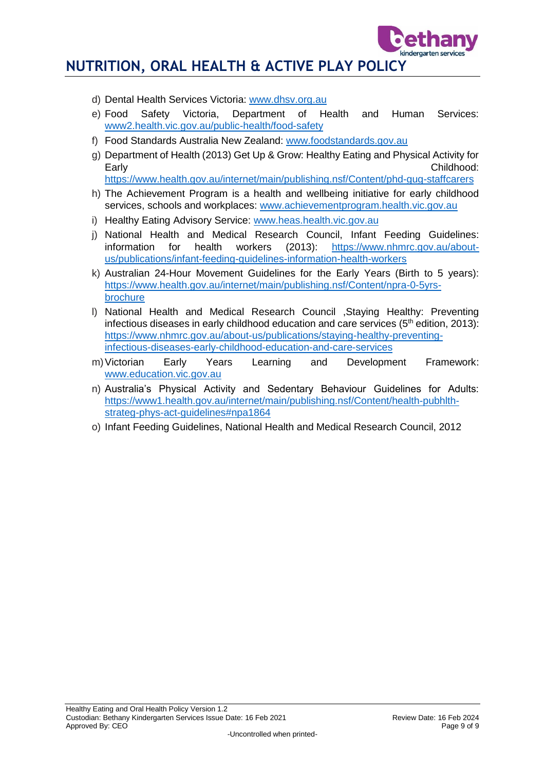d) Dental Health Services Victoria: www.dhsv.org.au
e) Food Safety Victoria, Department of Health and Human Services: www2.health.vic.gov.au/public-health/food-safety
f) Food Standards Australia New Zealand: www.foodstandards.gov.au
g) Department of Health (2013) Get Up & Grow: Healthy Eating and Physical Activity for Early Childhood: https://www.health.gov.au/internet/main/publishing.nsf/Content/phd-gug-staffcarers
h) The Achievement Program is a health and wellbeing initiative for early childhood services, schools and workplaces: www.achievementprogram.health.vic.gov.au
i) Healthy Eating Advisory Service: www.heas.health.vic.gov.au
j) National Health and Medical Research Council, Infant Feeding Guidelines: information for health workers (2013): https://www.nhmrc.gov.au/about-us/publications/infant-feeding-guidelines-information-health-workers
k) Australian 24-Hour Movement Guidelines for the Early Years (Birth to 5 years): https://www.health.gov.au/internet/main/publishing.nsf/Content/npra-0-5yrs-brochure
l) National Health and Medical Research Council ,Staying Healthy: Preventing infectious diseases in early childhood education and care services (5th edition, 2013): https://www.nhmrc.gov.au/about-us/publications/staying-healthy-preventing-infectious-diseases-early-childhood-education-and-care-services
m) Victorian Early Years Learning and Development Framework: www.education.vic.gov.au
n) Australia's Physical Activity and Sedentary Behaviour Guidelines for Adults: https://www1.health.gov.au/internet/main/publishing.nsf/Content/health-pubhlth-strateg-phys-act-guidelines#npa1864
o) Infant Feeding Guidelines, National Health and Medical Research Council, 2012